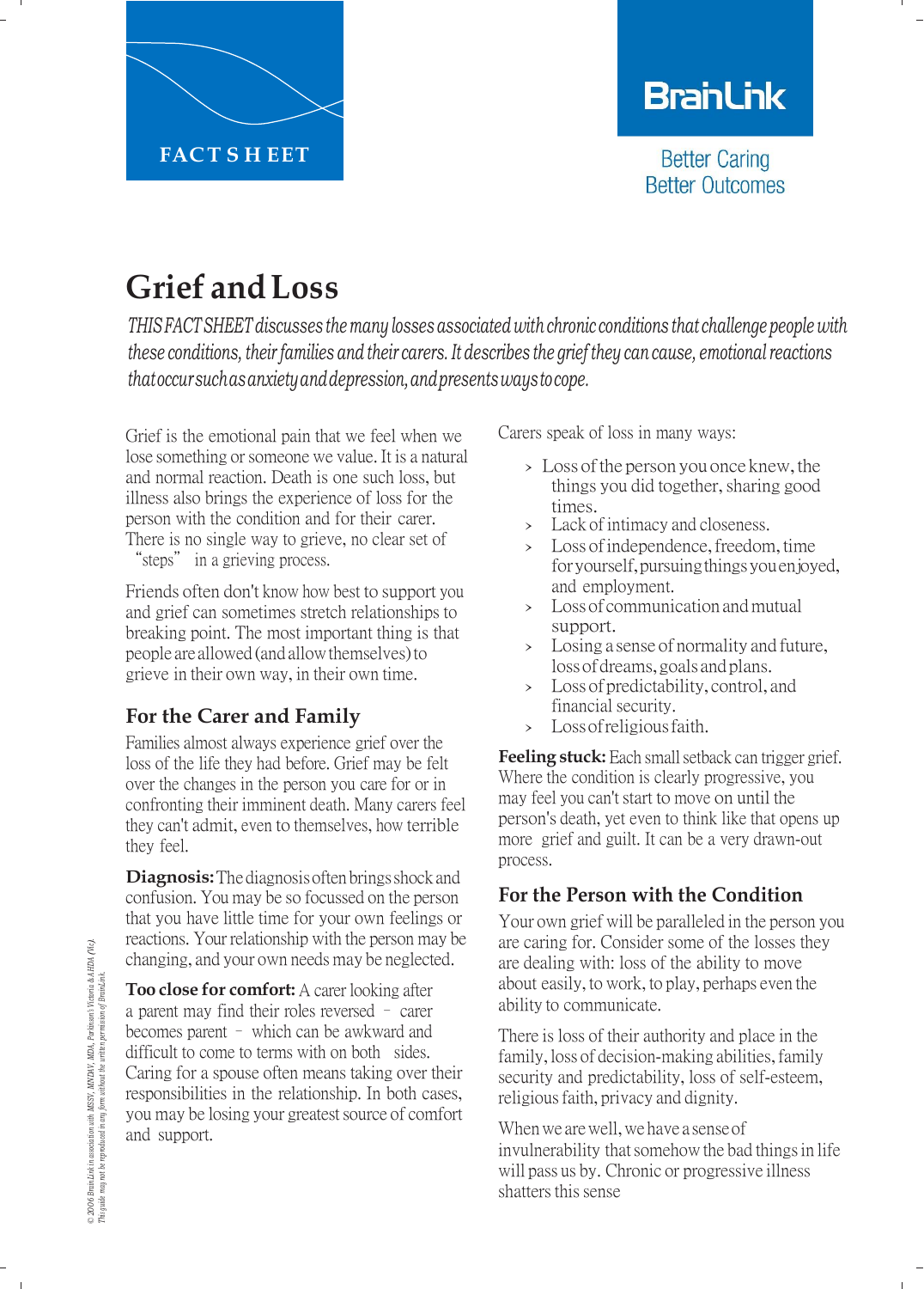FACT SHEET

BrainLink

Better Caring
Better Outcomes

# Grief and Loss

*THIS FACT SHEET discusses the many losses associated with chronic conditions that challenge people with these conditions, their families and their carers. It describes the grief they can cause, emotional reactions that occur such as anxiety and depression, and presents ways to cope.*

Grief is the emotional pain that we feel when we lose something or someone we value. It is a natural and normal reaction. Death is one such loss, but illness also brings the experience of loss for the person with the condition and for their carer. There is no single way to grieve, no clear set of "steps" in a grieving process.

Friends often don't know how best to support you and grief can sometimes stretch relationships to breaking point. The most important thing is that people are allowed (and allow themselves) to grieve in their own way, in their own time.

## For the Carer and Family

Families almost always experience grief over the loss of the life they had before. Grief may be felt over the changes in the person you care for or in confronting their imminent death. Many carers feel they can't admit, even to themselves, how terrible they feel.

**Diagnosis:** The diagnosis often brings shock and confusion. You may be so focussed on the person that you have little time for your own feelings or reactions. Your relationship with the person may be changing, and your own needs may be neglected.

**Too close for comfort:** A carer looking after a parent may find their roles reversed – carer becomes parent – which can be awkward and difficult to come to terms with on both sides. Caring for a spouse often means taking over their responsibilities in the relationship. In both cases, you may be losing your greatest source of comfort and support.

Carers speak of loss in many ways:

- Loss of the person you once knew, the things you did together, sharing good times.
- Lack of intimacy and closeness.
- Loss of independence, freedom, time for yourself, pursuing things you enjoyed, and employment.
- Loss of communication and mutual support.
- Losing a sense of normality and future, loss of dreams, goals and plans.
- Loss of predictability, control, and financial security.
- Loss of religious faith.

**Feeling stuck:** Each small setback can trigger grief. Where the condition is clearly progressive, you may feel you can't start to move on until the person's death, yet even to think like that opens up more grief and guilt. It can be a very drawn-out process.

## For the Person with the Condition

Your own grief will be paralleled in the person you are caring for. Consider some of the losses they are dealing with: loss of the ability to move about easily, to work, to play, perhaps even the ability to communicate.

There is loss of their authority and place in the family, loss of decision-making abilities, family security and predictability, loss of self-esteem, religious faith, privacy and dignity.

When we are well, we have a sense of invulnerability that somehow the bad things in life will pass us by. Chronic or progressive illness shatters this sense

*© 2006 BrainLink in association with MSSV, MNDAV, MDA, Parkinson's Victoria & AHDA (Vic). This guide may not be reproduced in any form without the written permission of BrainLink.*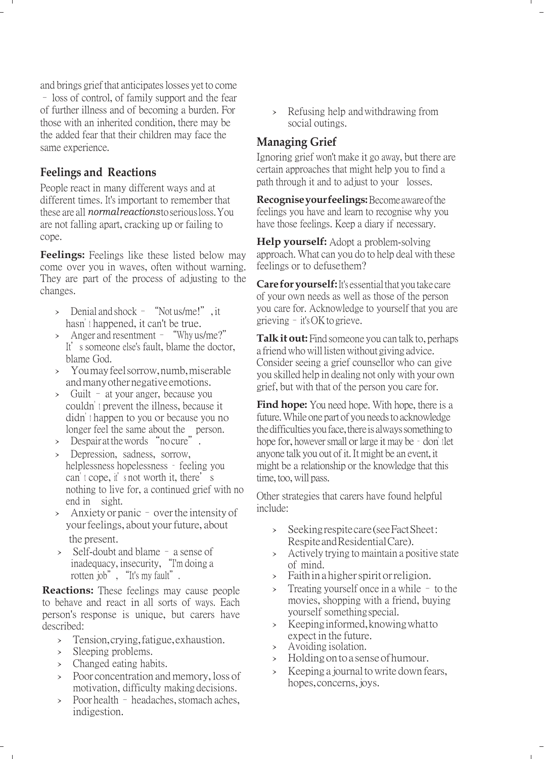and brings grief that anticipates losses yet to come – loss of control, of family support and the fear of further illness and of becoming a burden. For those with an inherited condition, there may be the added fear that their children may face the same experience.

## Feelings and Reactions

People react in many different ways and at different times. It's important to remember that these are all *normal reactions* to serious loss. You are not falling apart, cracking up or failing to cope.

**Feelings:** Feelings like these listed below may come over you in waves, often without warning. They are part of the process of adjusting to the changes.

- Denial and shock – "Not us/me!", it hasn't happened, it can't be true.
- Anger and resentment – "Why us/me?" It's someone else's fault, blame the doctor, blame God.
- You may feel sorrow, numb, miserable and many other negative emotions.
- Guilt – at your anger, because you couldn't prevent the illness, because it didn't happen to you or because you no longer feel the same about the person.
- Despair at the words "no cure".
- Depression, sadness, sorrow, helplessness hopelessness - feeling you can't cope, it's not worth it, there's nothing to live for, a continued grief with no end in sight.
- Anxiety or panic – over the intensity of your feelings, about your future, about the present.
- Self-doubt and blame – a sense of inadequacy, insecurity, "I'm doing a rotten job", "It's my fault".

**Reactions:** These feelings may cause people to behave and react in all sorts of ways. Each person's response is unique, but carers have described:

- Tension, crying, fatigue, exhaustion.
- Sleeping problems.
- Changed eating habits.
- Poor concentration and memory, loss of motivation, difficulty making decisions.
- Poor health – headaches, stomach aches, indigestion.
- Refusing help and withdrawing from social outings.

## Managing Grief

Ignoring grief won't make it go away, but there are certain approaches that might help you to find a path through it and to adjust to your losses.

**Recognise your feelings:** Become aware of the feelings you have and learn to recognise why you have those feelings. Keep a diary if necessary.

**Help yourself:** Adopt a problem-solving approach. What can you do to help deal with these feelings or to defuse them?

**Care for yourself:** It's essential that you take care of your own needs as well as those of the person you care for. Acknowledge to yourself that you are grieving – it's OK to grieve.

**Talk it out:** Find someone you can talk to, perhaps a friend who will listen without giving advice. Consider seeing a grief counsellor who can give you skilled help in dealing not only with your own grief, but with that of the person you care for.

**Find hope:** You need hope. With hope, there is a future. While one part of you needs to acknowledge the difficulties you face, there is always something to hope for, however small or large it may be - don't let anyone talk you out of it. It might be an event, it might be a relationship or the knowledge that this time, too, will pass.

Other strategies that carers have found helpful include:

- Seeking respite care (see Fact Sheet: Respite and Residential Care).
- Actively trying to maintain a positive state of mind.
- Faith in a higher spirit or religion.
- Treating yourself once in a while – to the movies, shopping with a friend, buying yourself something special.
- Keeping informed, knowing what to expect in the future.
- Avoiding isolation.
- Holding on to a sense of humour.
- Keeping a journal to write down fears, hopes, concerns, joys.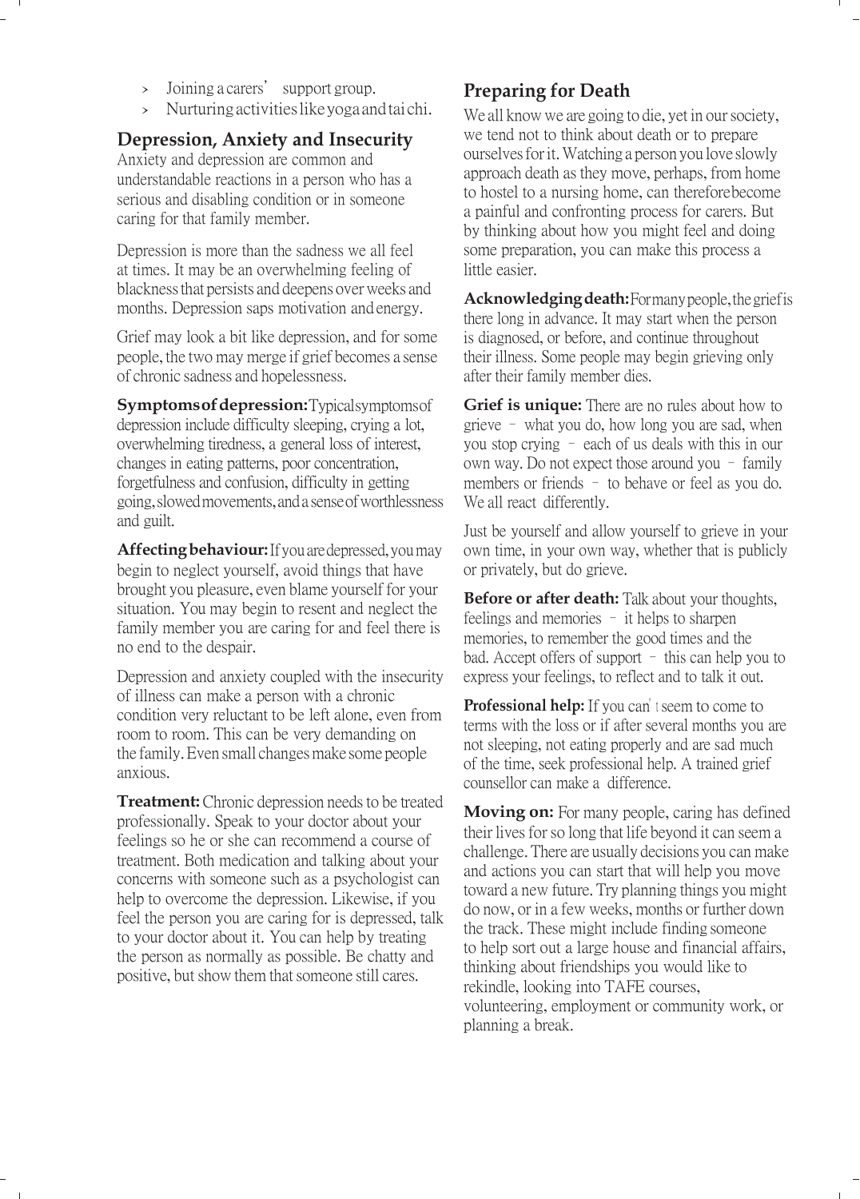- Joining a carers' support group.
- Nurturing activities like yoga and tai chi.

## Depression, Anxiety and Insecurity

Anxiety and depression are common and understandable reactions in a person who has a serious and disabling condition or in someone caring for that family member.

Depression is more than the sadness we all feel at times. It may be an overwhelming feeling of blackness that persists and deepens over weeks and months. Depression saps motivation and energy.

Grief may look a bit like depression, and for some people, the two may merge if grief becomes a sense of chronic sadness and hopelessness.

**Symptoms of depression:** Typical symptoms of depression include difficulty sleeping, crying a lot, overwhelming tiredness, a general loss of interest, changes in eating patterns, poor concentration, forgetfulness and confusion, difficulty in getting going, slowed movements, and a sense of worthlessness and guilt.

**Affecting behaviour:** If you are depressed, you may begin to neglect yourself, avoid things that have brought you pleasure, even blame yourself for your situation. You may begin to resent and neglect the family member you are caring for and feel there is no end to the despair.

Depression and anxiety coupled with the insecurity of illness can make a person with a chronic condition very reluctant to be left alone, even from room to room. This can be very demanding on the family. Even small changes make some people anxious.

**Treatment:** Chronic depression needs to be treated professionally. Speak to your doctor about your feelings so he or she can recommend a course of treatment. Both medication and talking about your concerns with someone such as a psychologist can help to overcome the depression. Likewise, if you feel the person you are caring for is depressed, talk to your doctor about it. You can help by treating the person as normally as possible. Be chatty and positive, but show them that someone still cares.

## Preparing for Death

We all know we are going to die, yet in our society, we tend not to think about death or to prepare ourselves for it. Watching a person you love slowly approach death as they move, perhaps, from home to hostel to a nursing home, can therefore become a painful and confronting process for carers. But by thinking about how you might feel and doing some preparation, you can make this process a little easier.

**Acknowledging death:** For many people, the grief is there long in advance. It may start when the person is diagnosed, or before, and continue throughout their illness. Some people may begin grieving only after their family member dies.

**Grief is unique:** There are no rules about how to grieve – what you do, how long you are sad, when you stop crying – each of us deals with this in our own way. Do not expect those around you – family members or friends – to behave or feel as you do. We all react differently.

Just be yourself and allow yourself to grieve in your own time, in your own way, whether that is publicly or privately, but do grieve.

**Before or after death:** Talk about your thoughts, feelings and memories – it helps to sharpen memories, to remember the good times and the bad. Accept offers of support – this can help you to express your feelings, to reflect and to talk it out.

**Professional help:** If you can't seem to come to terms with the loss or if after several months you are not sleeping, not eating properly and are sad much of the time, seek professional help. A trained grief counsellor can make a difference.

**Moving on:** For many people, caring has defined their lives for so long that life beyond it can seem a challenge. There are usually decisions you can make and actions you can start that will help you move toward a new future. Try planning things you might do now, or in a few weeks, months or further down the track. These might include finding someone to help sort out a large house and financial affairs, thinking about friendships you would like to rekindle, looking into TAFE courses, volunteering, employment or community work, or planning a break.